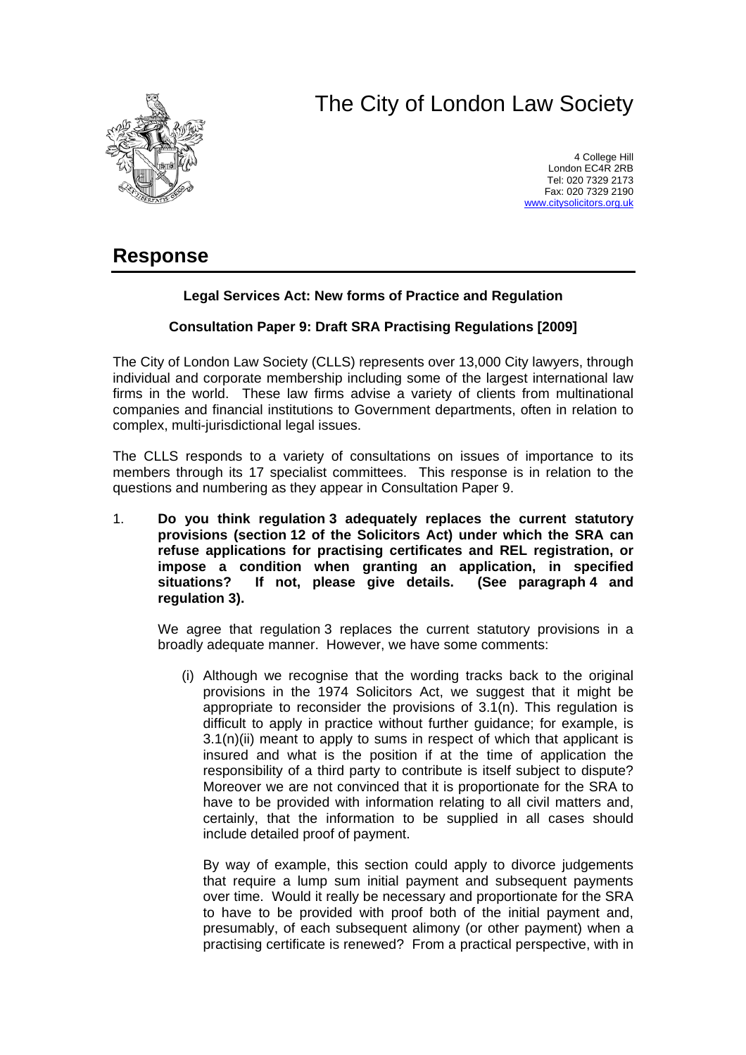# The City of London Law Society

4 College Hill
London EC4R 2RB
Tel: 020 7329 2173
Fax: 020 7329 2190
www.citysolicitors.org.uk

## Response

**Legal Services Act: New forms of Practice and Regulation**

**Consultation Paper 9: Draft SRA Practising Regulations [2009]**

The City of London Law Society (CLLS) represents over 13,000 City lawyers, through individual and corporate membership including some of the largest international law firms in the world. These law firms advise a variety of clients from multinational companies and financial institutions to Government departments, often in relation to complex, multi-jurisdictional legal issues.

The CLLS responds to a variety of consultations on issues of importance to its members through its 17 specialist committees. This response is in relation to the questions and numbering as they appear in Consultation Paper 9.

1. **Do you think regulation 3 adequately replaces the current statutory provisions (section 12 of the Solicitors Act) under which the SRA can refuse applications for practising certificates and REL registration, or impose a condition when granting an application, in specified situations? If not, please give details. (See paragraph 4 and regulation 3).**

   We agree that regulation 3 replaces the current statutory provisions in a broadly adequate manner. However, we have some comments:

   (i) Although we recognise that the wording tracks back to the original provisions in the 1974 Solicitors Act, we suggest that it might be appropriate to reconsider the provisions of 3.1(n). This regulation is difficult to apply in practice without further guidance; for example, is 3.1(n)(ii) meant to apply to sums in respect of which that applicant is insured and what is the position if at the time of application the responsibility of a third party to contribute is itself subject to dispute? Moreover we are not convinced that it is proportionate for the SRA to have to be provided with information relating to all civil matters and, certainly, that the information to be supplied in all cases should include detailed proof of payment.

   By way of example, this section could apply to divorce judgements that require a lump sum initial payment and subsequent payments over time. Would it really be necessary and proportionate for the SRA to have to be provided with proof both of the initial payment and, presumably, of each subsequent alimony (or other payment) when a practising certificate is renewed? From a practical perspective, with in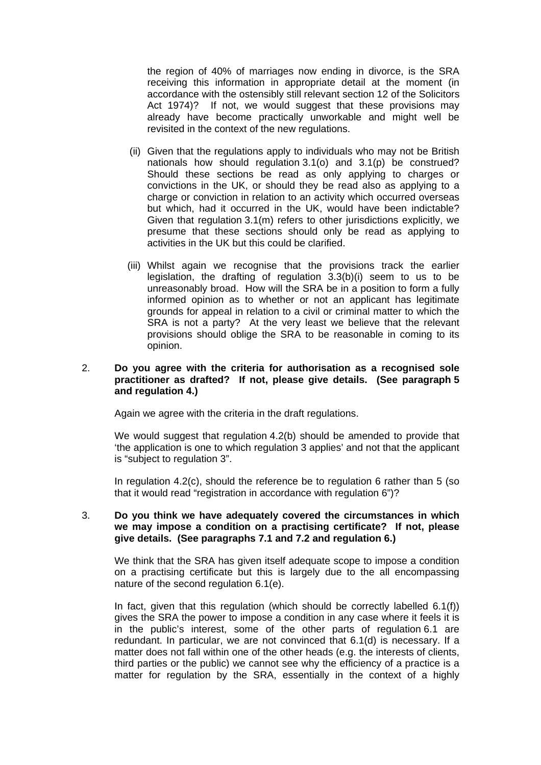the region of 40% of marriages now ending in divorce, is the SRA receiving this information in appropriate detail at the moment (in accordance with the ostensibly still relevant section 12 of the Solicitors Act 1974)? If not, we would suggest that these provisions may already have become practically unworkable and might well be revisited in the context of the new regulations.

(ii) Given that the regulations apply to individuals who may not be British nationals how should regulation 3.1(o) and 3.1(p) be construed? Should these sections be read as only applying to charges or convictions in the UK, or should they be read also as applying to a charge or conviction in relation to an activity which occurred overseas but which, had it occurred in the UK, would have been indictable? Given that regulation 3.1(m) refers to other jurisdictions explicitly, we presume that these sections should only be read as applying to activities in the UK but this could be clarified.

(iii) Whilst again we recognise that the provisions track the earlier legislation, the drafting of regulation 3.3(b)(i) seem to us to be unreasonably broad. How will the SRA be in a position to form a fully informed opinion as to whether or not an applicant has legitimate grounds for appeal in relation to a civil or criminal matter to which the SRA is not a party? At the very least we believe that the relevant provisions should oblige the SRA to be reasonable in coming to its opinion.

2. **Do you agree with the criteria for authorisation as a recognised sole practitioner as drafted? If not, please give details. (See paragraph 5 and regulation 4.)**

Again we agree with the criteria in the draft regulations.

We would suggest that regulation 4.2(b) should be amended to provide that 'the application is one to which regulation 3 applies' and not that the applicant is "subject to regulation 3".

In regulation 4.2(c), should the reference be to regulation 6 rather than 5 (so that it would read "registration in accordance with regulation 6")?

3. **Do you think we have adequately covered the circumstances in which we may impose a condition on a practising certificate? If not, please give details. (See paragraphs 7.1 and 7.2 and regulation 6.)**

We think that the SRA has given itself adequate scope to impose a condition on a practising certificate but this is largely due to the all encompassing nature of the second regulation 6.1(e).

In fact, given that this regulation (which should be correctly labelled 6.1(f)) gives the SRA the power to impose a condition in any case where it feels it is in the public's interest, some of the other parts of regulation 6.1 are redundant. In particular, we are not convinced that 6.1(d) is necessary. If a matter does not fall within one of the other heads (e.g. the interests of clients, third parties or the public) we cannot see why the efficiency of a practice is a matter for regulation by the SRA, essentially in the context of a highly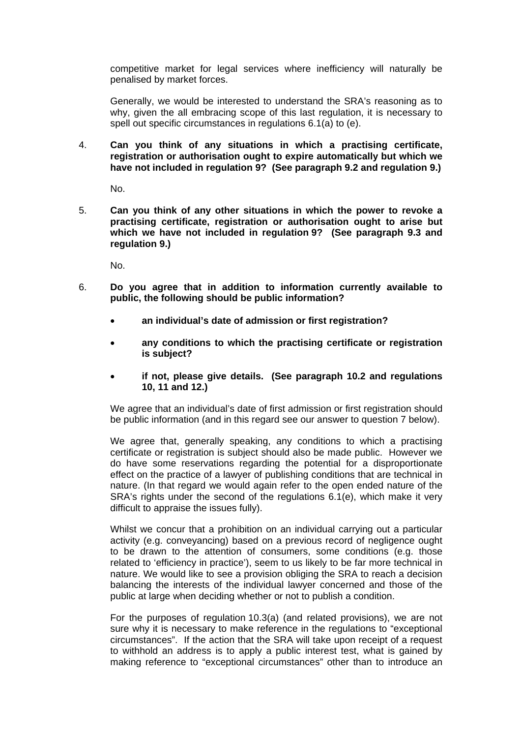competitive market for legal services where inefficiency will naturally be penalised by market forces.

Generally, we would be interested to understand the SRA's reasoning as to why, given the all embracing scope of this last regulation, it is necessary to spell out specific circumstances in regulations 6.1(a) to (e).

4. **Can you think of any situations in which a practising certificate, registration or authorisation ought to expire automatically but which we have not included in regulation 9? (See paragraph 9.2 and regulation 9.)**

   No.

5. **Can you think of any other situations in which the power to revoke a practising certificate, registration or authorisation ought to arise but which we have not included in regulation 9? (See paragraph 9.3 and regulation 9.)**

   No.

6. **Do you agree that in addition to information currently available to public, the following should be public information?**

   - **an individual's date of admission or first registration?**
   - **any conditions to which the practising certificate or registration is subject?**
   - **if not, please give details. (See paragraph 10.2 and regulations 10, 11 and 12.)**

   We agree that an individual's date of first admission or first registration should be public information (and in this regard see our answer to question 7 below).

   We agree that, generally speaking, any conditions to which a practising certificate or registration is subject should also be made public. However we do have some reservations regarding the potential for a disproportionate effect on the practice of a lawyer of publishing conditions that are technical in nature. (In that regard we would again refer to the open ended nature of the SRA's rights under the second of the regulations 6.1(e), which make it very difficult to appraise the issues fully).

   Whilst we concur that a prohibition on an individual carrying out a particular activity (e.g. conveyancing) based on a previous record of negligence ought to be drawn to the attention of consumers, some conditions (e.g. those related to 'efficiency in practice'), seem to us likely to be far more technical in nature. We would like to see a provision obliging the SRA to reach a decision balancing the interests of the individual lawyer concerned and those of the public at large when deciding whether or not to publish a condition.

   For the purposes of regulation 10.3(a) (and related provisions), we are not sure why it is necessary to make reference in the regulations to "exceptional circumstances". If the action that the SRA will take upon receipt of a request to withhold an address is to apply a public interest test, what is gained by making reference to "exceptional circumstances" other than to introduce an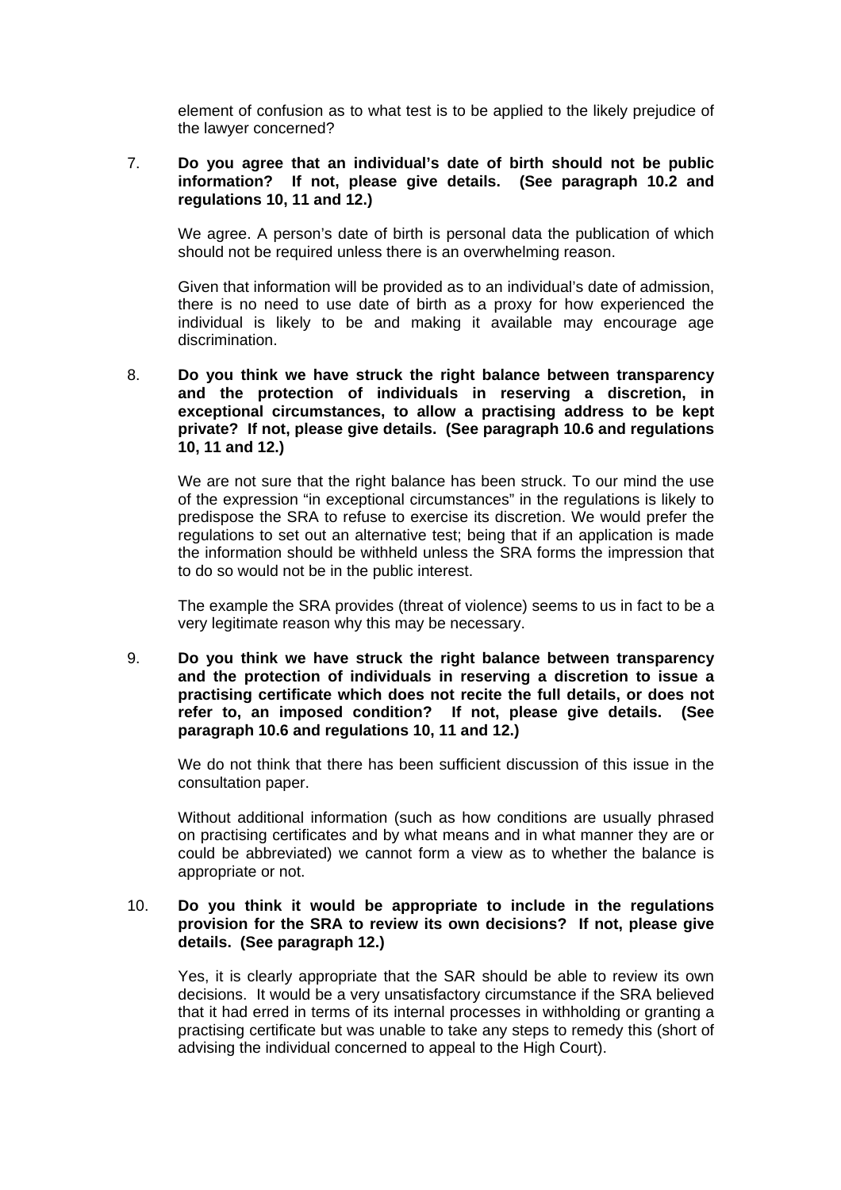element of confusion as to what test is to be applied to the likely prejudice of the lawyer concerned?

7. **Do you agree that an individual's date of birth should not be public information? If not, please give details. (See paragraph 10.2 and regulations 10, 11 and 12.)**

   We agree. A person's date of birth is personal data the publication of which should not be required unless there is an overwhelming reason.

   Given that information will be provided as to an individual's date of admission, there is no need to use date of birth as a proxy for how experienced the individual is likely to be and making it available may encourage age discrimination.

8. **Do you think we have struck the right balance between transparency and the protection of individuals in reserving a discretion, in exceptional circumstances, to allow a practising address to be kept private? If not, please give details. (See paragraph 10.6 and regulations 10, 11 and 12.)**

   We are not sure that the right balance has been struck. To our mind the use of the expression "in exceptional circumstances" in the regulations is likely to predispose the SRA to refuse to exercise its discretion. We would prefer the regulations to set out an alternative test; being that if an application is made the information should be withheld unless the SRA forms the impression that to do so would not be in the public interest.

   The example the SRA provides (threat of violence) seems to us in fact to be a very legitimate reason why this may be necessary.

9. **Do you think we have struck the right balance between transparency and the protection of individuals in reserving a discretion to issue a practising certificate which does not recite the full details, or does not refer to, an imposed condition? If not, please give details. (See paragraph 10.6 and regulations 10, 11 and 12.)**

   We do not think that there has been sufficient discussion of this issue in the consultation paper.

   Without additional information (such as how conditions are usually phrased on practising certificates and by what means and in what manner they are or could be abbreviated) we cannot form a view as to whether the balance is appropriate or not.

10. **Do you think it would be appropriate to include in the regulations provision for the SRA to review its own decisions? If not, please give details. (See paragraph 12.)**

    Yes, it is clearly appropriate that the SAR should be able to review its own decisions. It would be a very unsatisfactory circumstance if the SRA believed that it had erred in terms of its internal processes in withholding or granting a practising certificate but was unable to take any steps to remedy this (short of advising the individual concerned to appeal to the High Court).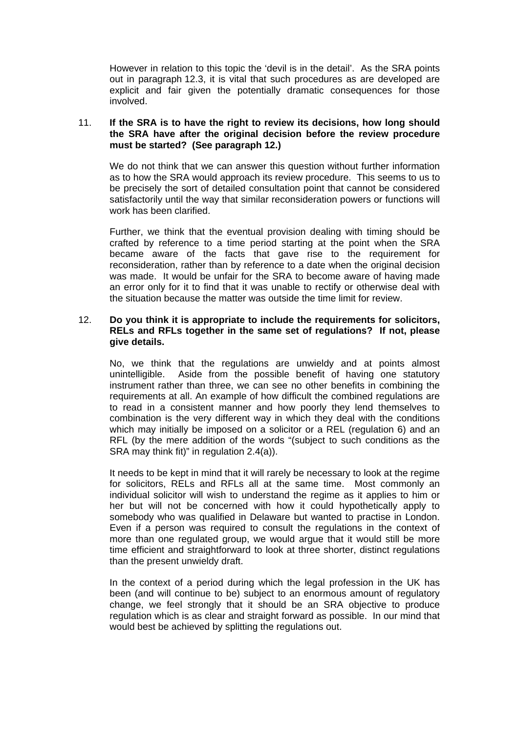However in relation to this topic the 'devil is in the detail'. As the SRA points out in paragraph 12.3, it is vital that such procedures as are developed are explicit and fair given the potentially dramatic consequences for those involved.

11. **If the SRA is to have the right to review its decisions, how long should the SRA have after the original decision before the review procedure must be started? (See paragraph 12.)**

    We do not think that we can answer this question without further information as to how the SRA would approach its review procedure. This seems to us to be precisely the sort of detailed consultation point that cannot be considered satisfactorily until the way that similar reconsideration powers or functions will work has been clarified.

    Further, we think that the eventual provision dealing with timing should be crafted by reference to a time period starting at the point when the SRA became aware of the facts that gave rise to the requirement for reconsideration, rather than by reference to a date when the original decision was made. It would be unfair for the SRA to become aware of having made an error only for it to find that it was unable to rectify or otherwise deal with the situation because the matter was outside the time limit for review.

12. **Do you think it is appropriate to include the requirements for solicitors, RELs and RFLs together in the same set of regulations? If not, please give details.**

    No, we think that the regulations are unwieldy and at points almost unintelligible. Aside from the possible benefit of having one statutory instrument rather than three, we can see no other benefits in combining the requirements at all. An example of how difficult the combined regulations are to read in a consistent manner and how poorly they lend themselves to combination is the very different way in which they deal with the conditions which may initially be imposed on a solicitor or a REL (regulation 6) and an RFL (by the mere addition of the words "(subject to such conditions as the SRA may think fit)" in regulation 2.4(a)).

    It needs to be kept in mind that it will rarely be necessary to look at the regime for solicitors, RELs and RFLs all at the same time. Most commonly an individual solicitor will wish to understand the regime as it applies to him or her but will not be concerned with how it could hypothetically apply to somebody who was qualified in Delaware but wanted to practise in London. Even if a person was required to consult the regulations in the context of more than one regulated group, we would argue that it would still be more time efficient and straightforward to look at three shorter, distinct regulations than the present unwieldy draft.

    In the context of a period during which the legal profession in the UK has been (and will continue to be) subject to an enormous amount of regulatory change, we feel strongly that it should be an SRA objective to produce regulation which is as clear and straight forward as possible. In our mind that would best be achieved by splitting the regulations out.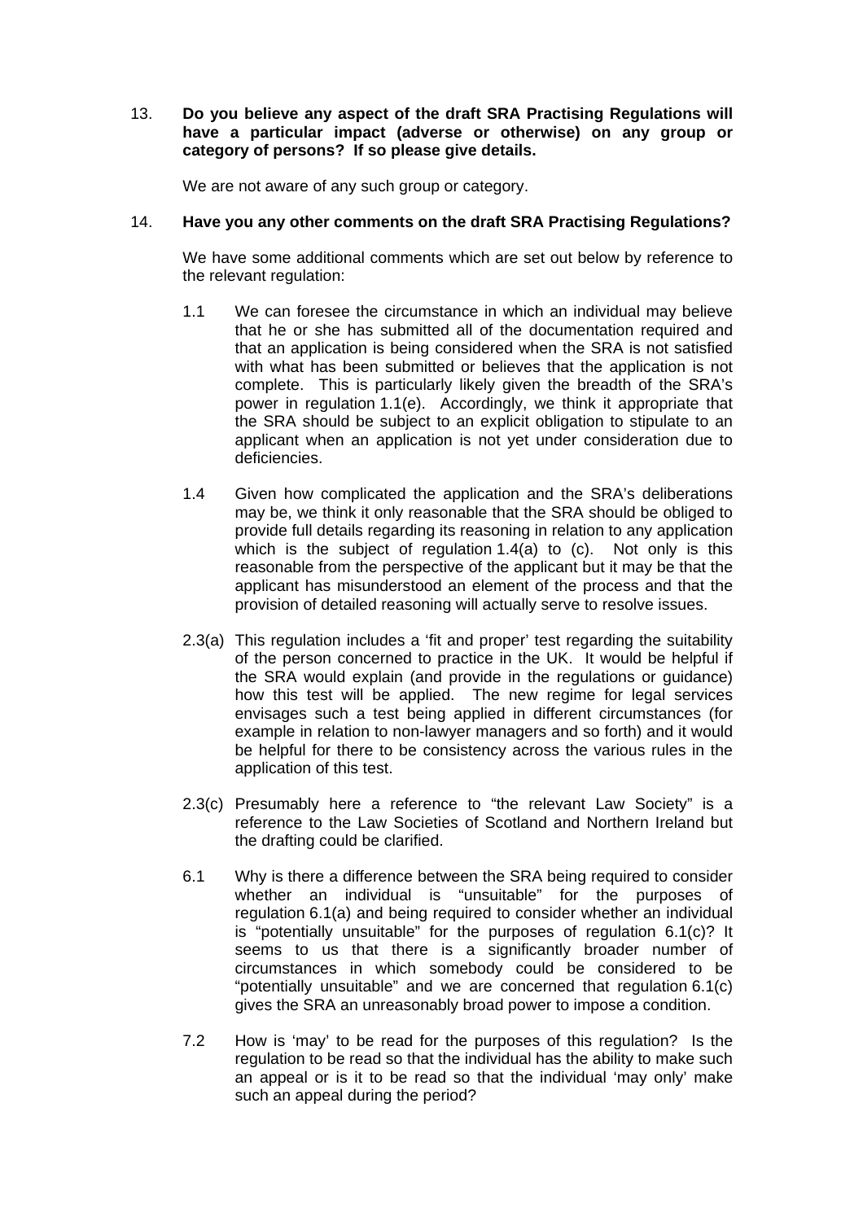13. **Do you believe any aspect of the draft SRA Practising Regulations will have a particular impact (adverse or otherwise) on any group or category of persons? If so please give details.**

 We are not aware of any such group or category.

14. **Have you any other comments on the draft SRA Practising Regulations?**

 We have some additional comments which are set out below by reference to the relevant regulation:

 1.1 We can foresee the circumstance in which an individual may believe that he or she has submitted all of the documentation required and that an application is being considered when the SRA is not satisfied with what has been submitted or believes that the application is not complete. This is particularly likely given the breadth of the SRA's power in regulation 1.1(e). Accordingly, we think it appropriate that the SRA should be subject to an explicit obligation to stipulate to an applicant when an application is not yet under consideration due to deficiencies.

 1.4 Given how complicated the application and the SRA's deliberations may be, we think it only reasonable that the SRA should be obliged to provide full details regarding its reasoning in relation to any application which is the subject of regulation 1.4(a) to (c). Not only is this reasonable from the perspective of the applicant but it may be that the applicant has misunderstood an element of the process and that the provision of detailed reasoning will actually serve to resolve issues.

 2.3(a) This regulation includes a 'fit and proper' test regarding the suitability of the person concerned to practice in the UK. It would be helpful if the SRA would explain (and provide in the regulations or guidance) how this test will be applied. The new regime for legal services envisages such a test being applied in different circumstances (for example in relation to non-lawyer managers and so forth) and it would be helpful for there to be consistency across the various rules in the application of this test.

 2.3(c) Presumably here a reference to "the relevant Law Society" is a reference to the Law Societies of Scotland and Northern Ireland but the drafting could be clarified.

 6.1 Why is there a difference between the SRA being required to consider whether an individual is "unsuitable" for the purposes of regulation 6.1(a) and being required to consider whether an individual is "potentially unsuitable" for the purposes of regulation 6.1(c)? It seems to us that there is a significantly broader number of circumstances in which somebody could be considered to be "potentially unsuitable" and we are concerned that regulation 6.1(c) gives the SRA an unreasonably broad power to impose a condition.

 7.2 How is 'may' to be read for the purposes of this regulation? Is the regulation to be read so that the individual has the ability to make such an appeal or is it to be read so that the individual 'may only' make such an appeal during the period?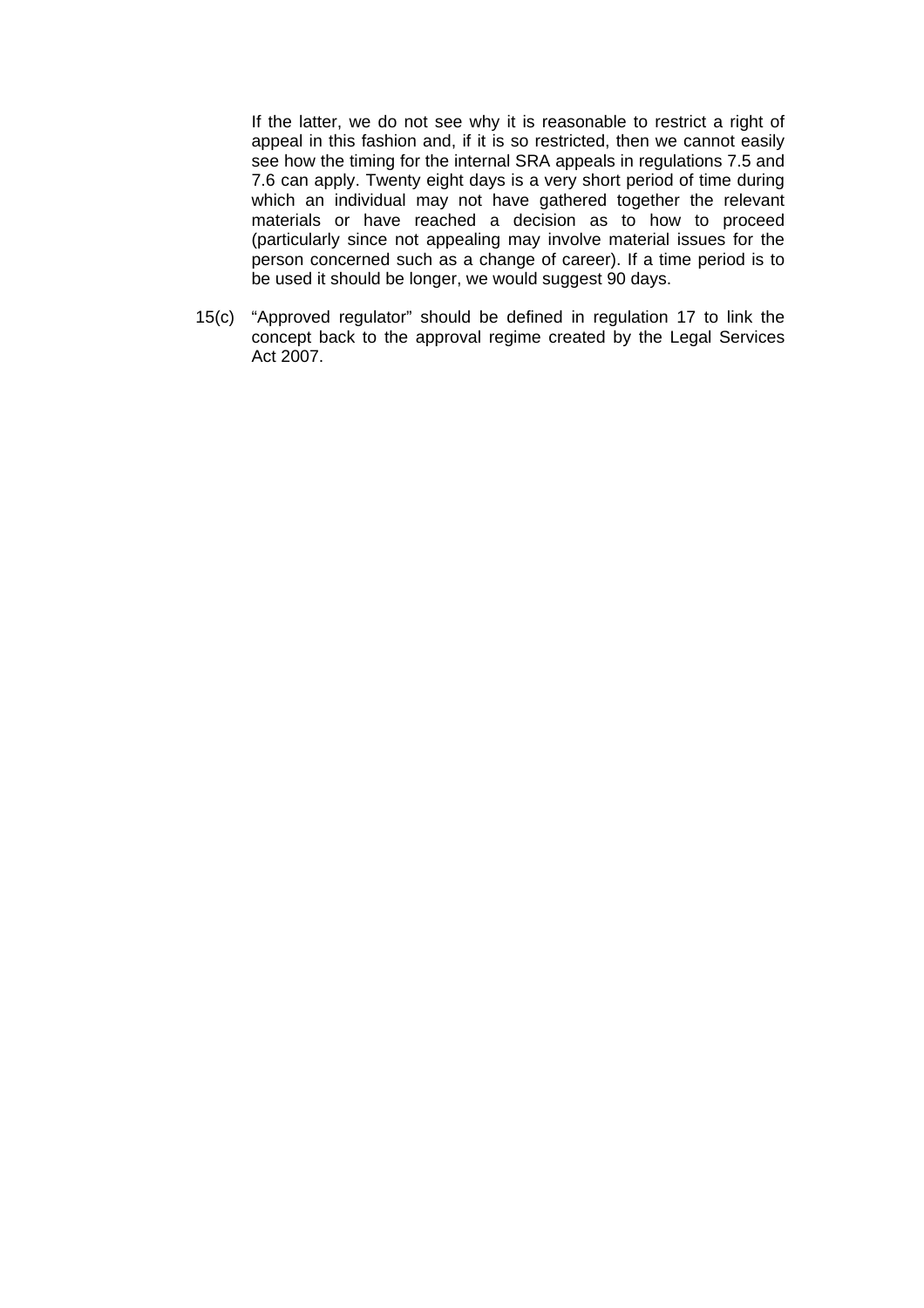If the latter, we do not see why it is reasonable to restrict a right of appeal in this fashion and, if it is so restricted, then we cannot easily see how the timing for the internal SRA appeals in regulations 7.5 and 7.6 can apply. Twenty eight days is a very short period of time during which an individual may not have gathered together the relevant materials or have reached a decision as to how to proceed (particularly since not appealing may involve material issues for the person concerned such as a change of career). If a time period is to be used it should be longer, we would suggest 90 days.

15(c) "Approved regulator" should be defined in regulation 17 to link the concept back to the approval regime created by the Legal Services Act 2007.